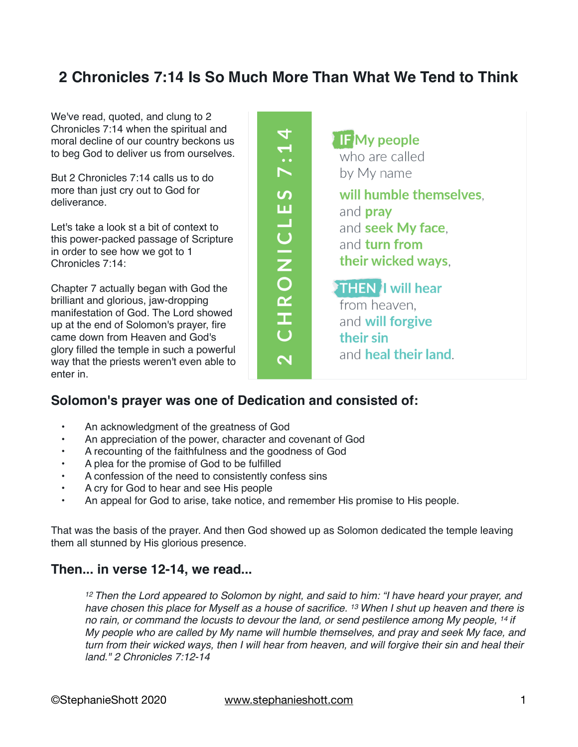# 2 Chronicles 7:14 Is So Much More Than What We Tend to Think

We've read, quoted, and clung to 2 Chronicles 7:14 when the spiritual and moral decline of our country beckons us to beg God to deliver us from ourselves.

But 2 Chronicles 7:14 calls us to do more than just cry out to God for deliverance.

Let's take a look st a bit of context to this power-packed passage of Scripture in order to see how we got to 1 Chronicles 7:14:

Chapter 7 actually began with God the brilliant and glorious, jaw-dropping manifestation of God. The Lord showed up at the end of Solomon's prayer, fire came down from Heaven and God's glory filled the temple in such a powerful way that the priests weren't even able to enter in.

**2 CHRONICLES 7:14**

**IF My people** who are called by My name **will humble themselves**, and **pray** and **seek My face**, and **turn from their wicked ways**,

**THEN I will hear** from heaven, and **will forgive their sin** and **heal their land**.

## Solomon's prayer was one of Dedication and consisted of:

- An acknowledgment of the greatness of God
- An appreciation of the power, character and covenant of God
- A recounting of the faithfulness and the goodness of God
- A plea for the promise of God to be fulfilled
- A confession of the need to consistently confess sins
- A cry for God to hear and see His people
- An appeal for God to arise, take notice, and remember His promise to His people.

That was the basis of the prayer. And then God showed up as Solomon dedicated the temple leaving them all stunned by His glorious presence.

## Then... in verse 12-14, we read...

> *12 Then the Lord appeared to Solomon by night, and said to him: "I have heard your prayer, and have chosen this place for Myself as a house of sacrifice. 13 When I shut up heaven and there is no rain, or command the locusts to devour the land, or send pestilence among My people, 14 if My people who are called by My name will humble themselves, and pray and seek My face, and turn from their wicked ways, then I will hear from heaven, and will forgive their sin and heal their land." 2 Chronicles 7:12-14*

©StephanieShott 2020 www.stephanieshott.com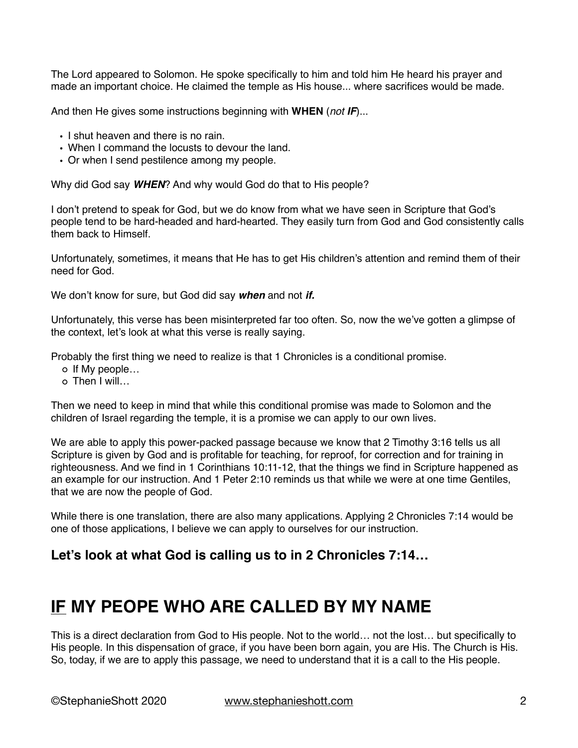The Lord appeared to Solomon. He spoke specifically to him and told him He heard his prayer and made an important choice. He claimed the temple as His house... where sacrifices would be made.

And then He gives some instructions beginning with **WHEN** (*not **IF***)...

- I shut heaven and there is no rain.
- When I command the locusts to devour the land.
- Or when I send pestilence among my people.

Why did God say ***WHEN***? And why would God do that to His people?

I don't pretend to speak for God, but we do know from what we have seen in Scripture that God's people tend to be hard-headed and hard-hearted. They easily turn from God and God consistently calls them back to Himself.

Unfortunately, sometimes, it means that He has to get His children's attention and remind them of their need for God.

We don't know for sure, but God did say ***when*** and not ***if.***

Unfortunately, this verse has been misinterpreted far too often. So, now the we've gotten a glimpse of the context, let's look at what this verse is really saying.

Probably the first thing we need to realize is that 1 Chronicles is a conditional promise.

- If My people…
- Then I will…

Then we need to keep in mind that while this conditional promise was made to Solomon and the children of Israel regarding the temple, it is a promise we can apply to our own lives.

We are able to apply this power-packed passage because we know that 2 Timothy 3:16 tells us all Scripture is given by God and is profitable for teaching, for reproof, for correction and for training in righteousness. And we find in 1 Corinthians 10:11-12, that the things we find in Scripture happened as an example for our instruction. And 1 Peter 2:10 reminds us that while we were at one time Gentiles, that we are now the people of God.

While there is one translation, there are also many applications. Applying 2 Chronicles 7:14 would be one of those applications, I believe we can apply to ourselves for our instruction.

### Let's look at what God is calling us to in 2 Chronicles 7:14…

## <u>IF</u> MY PEOPE WHO ARE CALLED BY MY NAME

This is a direct declaration from God to His people. Not to the world… not the lost… but specifically to His people. In this dispensation of grace, if you have been born again, you are His. The Church is His. So, today, if we are to apply this passage, we need to understand that it is a call to the His people.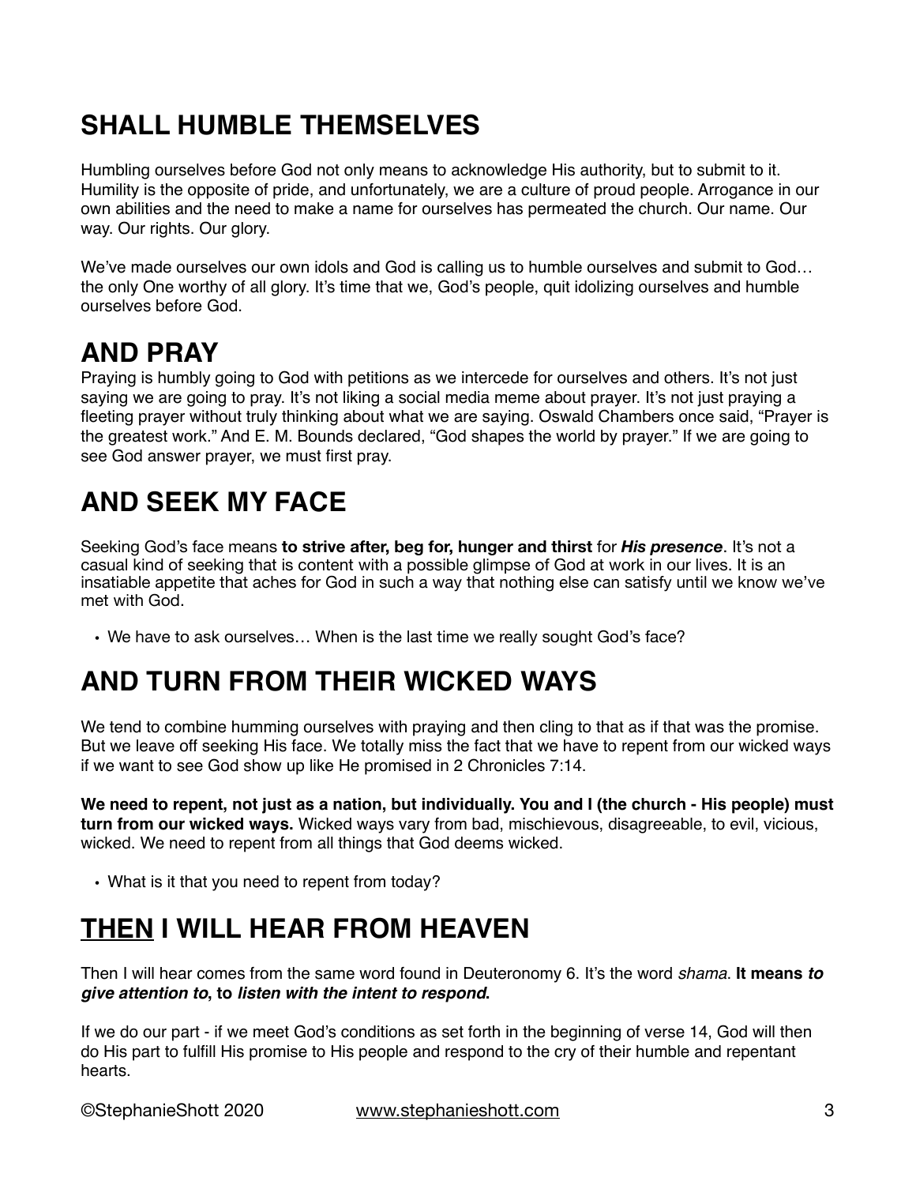## SHALL HUMBLE THEMSELVES

Humbling ourselves before God not only means to acknowledge His authority, but to submit to it. Humility is the opposite of pride, and unfortunately, we are a culture of proud people. Arrogance in our own abilities and the need to make a name for ourselves has permeated the church. Our name. Our way. Our rights. Our glory.

We've made ourselves our own idols and God is calling us to humble ourselves and submit to God… the only One worthy of all glory. It's time that we, God's people, quit idolizing ourselves and humble ourselves before God.

## AND PRAY

Praying is humbly going to God with petitions as we intercede for ourselves and others. It's not just saying we are going to pray. It's not liking a social media meme about prayer. It's not just praying a fleeting prayer without truly thinking about what we are saying. Oswald Chambers once said, "Prayer is the greatest work." And E. M. Bounds declared, "God shapes the world by prayer." If we are going to see God answer prayer, we must first pray.

## AND SEEK MY FACE

Seeking God's face means **to strive after, beg for, hunger and thirst** for ***His presence***. It's not a casual kind of seeking that is content with a possible glimpse of God at work in our lives. It is an insatiable appetite that aches for God in such a way that nothing else can satisfy until we know we've met with God.

- We have to ask ourselves… When is the last time we really sought God's face?

## AND TURN FROM THEIR WICKED WAYS

We tend to combine humming ourselves with praying and then cling to that as if that was the promise. But we leave off seeking His face. We totally miss the fact that we have to repent from our wicked ways if we want to see God show up like He promised in 2 Chronicles 7:14.

**We need to repent, not just as a nation, but individually. You and I (the church - His people) must turn from our wicked ways.** Wicked ways vary from bad, mischievous, disagreeable, to evil, vicious, wicked. We need to repent from all things that God deems wicked.

- What is it that you need to repent from today?

## <u>THEN</u> I WILL HEAR FROM HEAVEN

Then I will hear comes from the same word found in Deuteronomy 6. It's the word *shama*. **It means *to give attention to*, to *listen with the intent to respond*.**

If we do our part - if we meet God's conditions as set forth in the beginning of verse 14, God will then do His part to fulfill His promise to His people and respond to the cry of their humble and repentant hearts.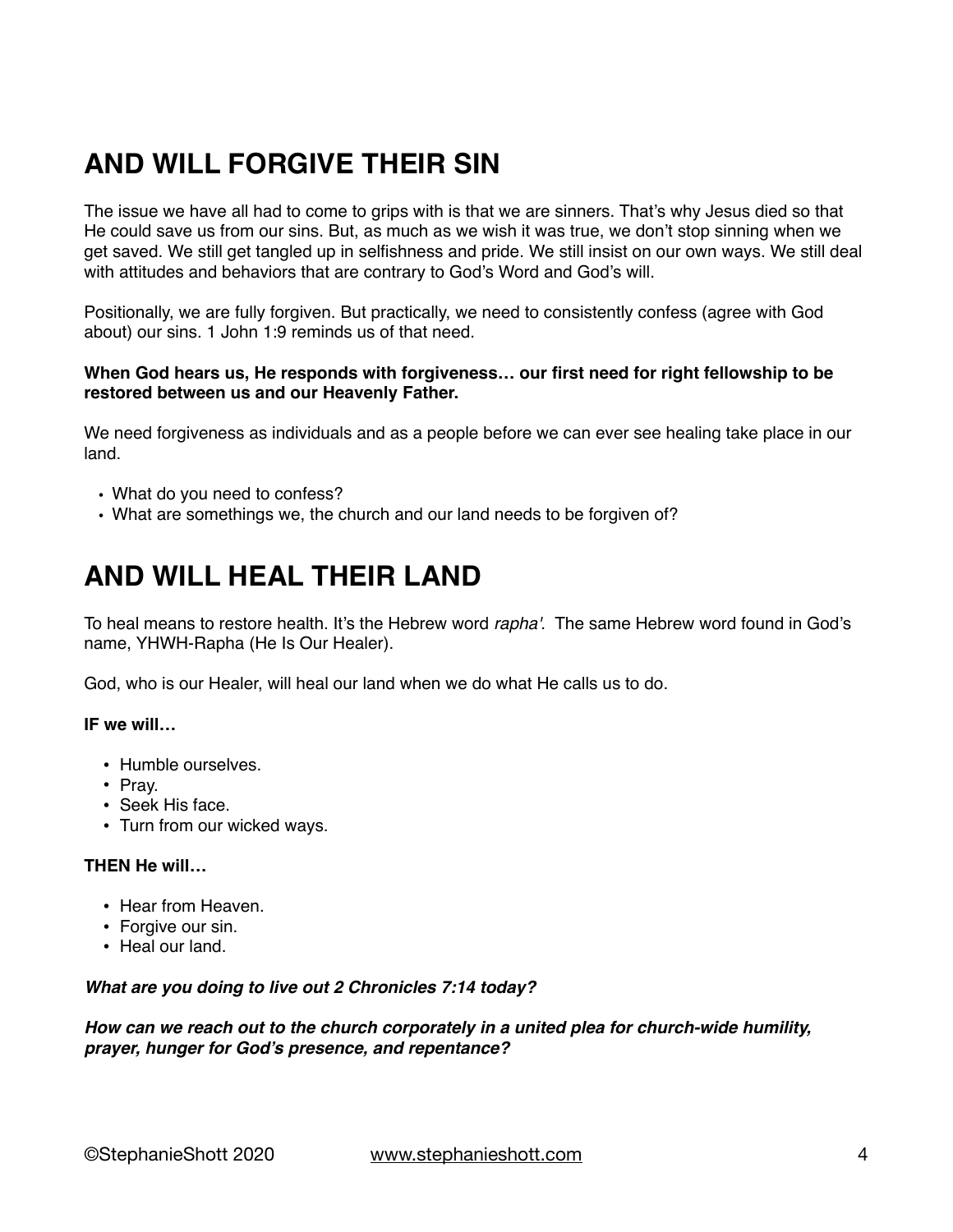## AND WILL FORGIVE THEIR SIN

The issue we have all had to come to grips with is that we are sinners. That's why Jesus died so that He could save us from our sins. But, as much as we wish it was true, we don't stop sinning when we get saved. We still get tangled up in selfishness and pride. We still insist on our own ways. We still deal with attitudes and behaviors that are contrary to God's Word and God's will.

Positionally, we are fully forgiven. But practically, we need to consistently confess (agree with God about) our sins. 1 John 1:9 reminds us of that need.

**When God hears us, He responds with forgiveness… our first need for right fellowship to be restored between us and our Heavenly Father.**

We need forgiveness as individuals and as a people before we can ever see healing take place in our land.

- What do you need to confess?
- What are somethings we, the church and our land needs to be forgiven of?

## AND WILL HEAL THEIR LAND

To heal means to restore health. It's the Hebrew word *rapha'*. The same Hebrew word found in God's name, YHWH-Rapha (He Is Our Healer).

God, who is our Healer, will heal our land when we do what He calls us to do.

**IF we will…**

- Humble ourselves.
- Pray.
- Seek His face.
- Turn from our wicked ways.

**THEN He will…**

- Hear from Heaven.
- Forgive our sin.
- Heal our land.

***What are you doing to live out 2 Chronicles 7:14 today?***

***How can we reach out to the church corporately in a united plea for church-wide humility, prayer, hunger for God's presence, and repentance?***

©StephanieShott 2020 www.stephanieshott.com